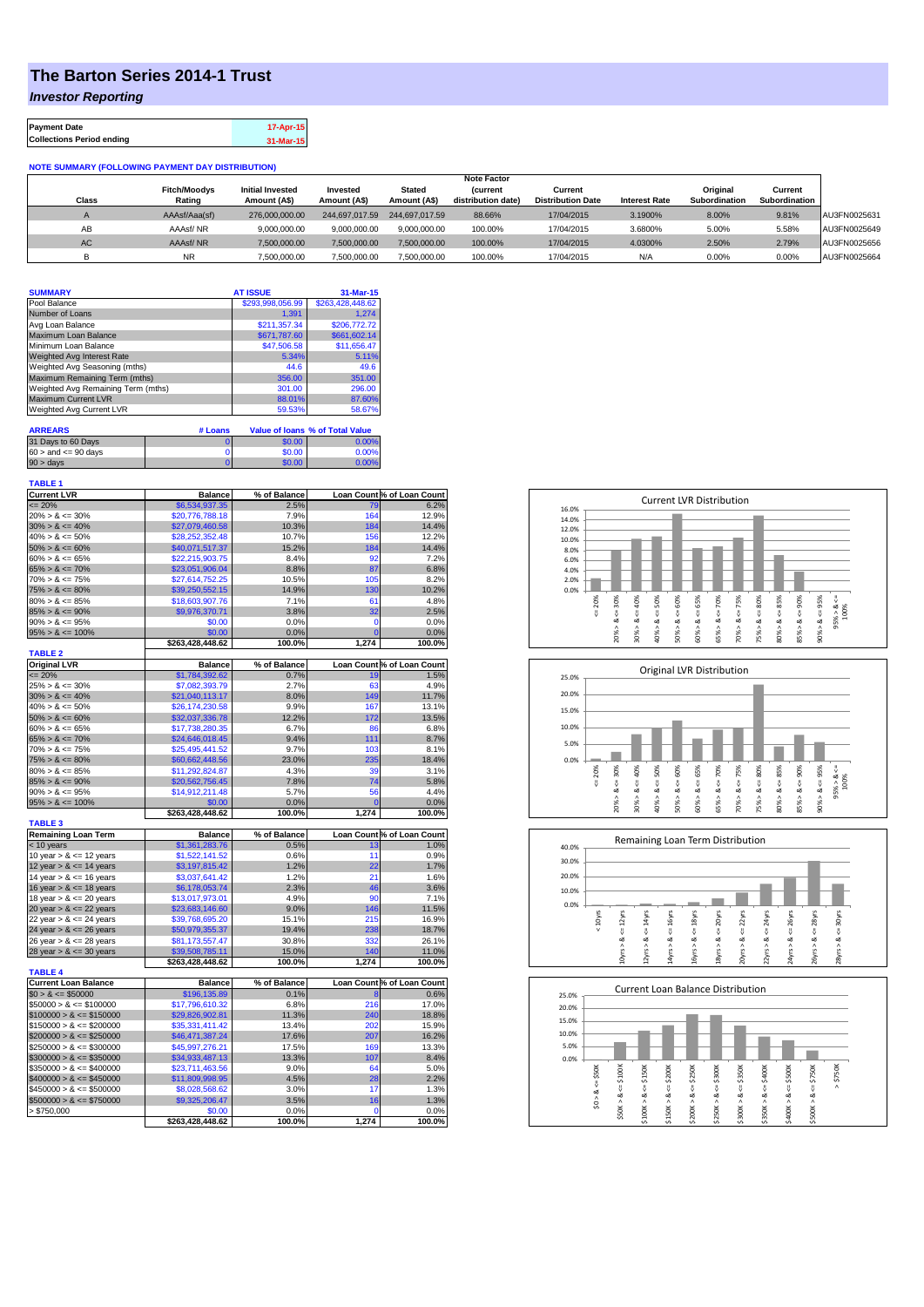# The Barton Series 2014-1 Trust

## *Investor Reporting*

| Payment Date | 17-Apr-15 |
|---|---|
| Collections Period ending | 31-Mar-15 |

**NOTE SUMMARY (FOLLOWING PAYMENT DAY DISTRIBUTION)**

| Class | Fitch/Moodys Rating | Initial Invested Amount (A$) | Invested Amount (A$) | Stated Amount (A$) | Note Factor (current distribution date) | Current Distribution Date | Interest Rate | Original Subordination | Current Subordination | |
|---|---|---|---|---|---|---|---|---|---|---|
| A | AAAsf/Aaa(sf) | 276,000,000.00 | 244,697,017.59 | 244,697,017.59 | 88.66% | 17/04/2015 | 3.1900% | 8.00% | 9.81% | AU3FN0025631 |
| AB | AAAsf/ NR | 9,000,000.00 | 9,000,000.00 | 9,000,000.00 | 100.00% | 17/04/2015 | 3.6800% | 5.00% | 5.58% | AU3FN0025649 |
| AC | AAAsf/ NR | 7,500,000.00 | 7,500,000.00 | 7,500,000.00 | 100.00% | 17/04/2015 | 4.0300% | 2.50% | 2.79% | AU3FN0025656 |
| B | NR | 7,500,000.00 | 7,500,000.00 | 7,500,000.00 | 100.00% | 17/04/2015 | N/A | 0.00% | 0.00% | AU3FN0025664 |

| SUMMARY | AT ISSUE | 31-Mar-15 |
|---|---|---|
| Pool Balance | $293,998,056.99 | $263,428,448.62 |
| Number of Loans | 1,391 | 1,274 |
| Avg Loan Balance | $211,357.34 | $206,772.72 |
| Maximum Loan Balance | $671,787.60 | $661,602.14 |
| Minimum Loan Balance | $47,506.58 | $11,656.47 |
| Weighted Avg Interest Rate | 5.34% | 5.11% |
| Weighted Avg Seasoning (mths) | 44.6 | 49.6 |
| Maximum Remaining Term (mths) | 356.00 | 351.00 |
| Weighted Avg Remaining Term (mths) | 301.00 | 296.00 |
| Maximum Current LVR | 88.01% | 87.60% |
| Weighted Avg Current LVR | 59.53% | 58.67% |

| ARREARS | # Loans | Value of loans | % of Total Value |
|---|---|---|---|
| 31 Days to 60 Days | 0 | $0.00 | 0.00% |
| 60 > and <= 90 days | 0 | $0.00 | 0.00% |
| 90 > days | 0 | $0.00 | 0.00% |

**TABLE 1**

| Current LVR | Balance | % of Balance | Loan Count | % of Loan Count |
|---|---|---|---|---|
| <= 20% | $6,534,937.35 | 2.5% | 79 | 6.2% |
| 20% > & <= 30% | $20,776,788.18 | 7.9% | 164 | 12.9% |
| 30% > & <= 40% | $27,079,460.58 | 10.3% | 184 | 14.4% |
| 40% > & <= 50% | $28,252,352.48 | 10.7% | 156 | 12.2% |
| 50% > & <= 60% | $40,071,517.37 | 15.2% | 184 | 14.4% |
| 60% > & <= 65% | $22,215,903.75 | 8.4% | 92 | 7.2% |
| 65% > & <= 70% | $23,051,906.04 | 8.8% | 87 | 6.8% |
| 70% > & <= 75% | $27,614,752.25 | 10.5% | 105 | 8.2% |
| 75% > & <= 80% | $39,250,552.15 | 14.9% | 130 | 10.2% |
| 80% > & <= 85% | $18,603,907.76 | 7.1% | 61 | 4.8% |
| 85% > & <= 90% | $9,976,370.71 | 3.8% | 32 | 2.5% |
| 90% > & <= 95% | $0.00 | 0.0% | 0 | 0.0% |
| 95% > & <= 100% | $0.00 | 0.0% | 0 | 0.0% |
| | $263,428,448.62 | 100.0% | 1,274 | 100.0% |

**TABLE 2**

| Original LVR | Balance | % of Balance | Loan Count | % of Loan Count |
|---|---|---|---|---|
| <= 20% | $1,784,392.62 | 0.7% | 19 | 1.5% |
| 25% > & <= 30% | $7,082,393.79 | 2.7% | 63 | 4.9% |
| 30% > & <= 40% | $21,040,113.17 | 8.0% | 149 | 11.7% |
| 40% > & <= 50% | $26,174,230.58 | 9.9% | 167 | 13.1% |
| 50% > & <= 60% | $32,037,336.78 | 12.2% | 172 | 13.5% |
| 60% > & <= 65% | $17,738,280.35 | 6.7% | 86 | 6.8% |
| 65% > & <= 70% | $24,646,018.45 | 9.4% | 111 | 8.7% |
| 70% > & <= 75% | $25,495,441.52 | 9.7% | 103 | 8.1% |
| 75% > & <= 80% | $60,662,448.56 | 23.0% | 235 | 18.4% |
| 80% > & <= 85% | $11,292,824.87 | 4.3% | 39 | 3.1% |
| 85% > & <= 90% | $20,562,756.45 | 7.8% | 74 | 5.8% |
| 90% > & <= 95% | $14,912,211.48 | 5.7% | 56 | 4.4% |
| 95% > & <= 100% | $0.00 | 0.0% | 0 | 0.0% |
| | $263,428,448.62 | 100.0% | 1,274 | 100.0% |

**TABLE 3**

| Remaining Loan Term | Balance | % of Balance | Loan Count | % of Loan Count |
|---|---|---|---|---|
| < 10 years | $1,361,283.76 | 0.5% | 13 | 1.0% |
| 10 year > & <= 12 years | $1,522,141.52 | 0.6% | 11 | 0.9% |
| 12 year > & <= 14 years | $3,197,815.42 | 1.2% | 22 | 1.7% |
| 14 year > & <= 16 years | $3,037,641.42 | 1.2% | 21 | 1.6% |
| 16 year > & <= 18 years | $6,178,053.74 | 2.3% | 46 | 3.6% |
| 18 year > & <= 20 years | $13,017,973.01 | 4.9% | 90 | 7.1% |
| 20 year > & <= 22 years | $23,683,146.60 | 9.0% | 146 | 11.5% |
| 22 year > & <= 24 years | $39,768,695.20 | 15.1% | 215 | 16.9% |
| 24 year > & <= 26 years | $50,979,355.37 | 19.4% | 238 | 18.7% |
| 26 year > & <= 28 years | $81,173,557.47 | 30.8% | 332 | 26.1% |
| 28 year > & <= 30 years | $39,508,785.11 | 15.0% | 140 | 11.0% |
| | $263,428,448.62 | 100.0% | 1,274 | 100.0% |

**TABLE 4**

| Current Loan Balance | Balance | % of Balance | Loan Count | % of Loan Count |
|---|---|---|---|---|
| $0 > & <= $50000 | $196,135.89 | 0.1% | 8 | 0.6% |
| $50000 > & <= $100000 | $17,796,610.32 | 6.8% | 216 | 17.0% |
| $100000 > & <= $150000 | $29,826,902.81 | 11.3% | 240 | 18.8% |
| $150000 > & <= $200000 | $35,331,411.42 | 13.4% | 202 | 15.9% |
| $200000 > & <= $250000 | $46,471,387.24 | 17.6% | 207 | 16.2% |
| $250000 > & <= $300000 | $45,997,276.21 | 17.5% | 169 | 13.3% |
| $300000 > & <= $350000 | $34,933,487.13 | 13.3% | 107 | 8.4% |
| $350000 > & <= $400000 | $23,711,463.56 | 9.0% | 64 | 5.0% |
| $400000 > & <= $450000 | $11,809,998.95 | 4.5% | 28 | 2.2% |
| $450000 > & <= $500000 | $8,028,568.62 | 3.0% | 17 | 1.3% |
| $500000 > & <= $750000 | $9,325,206.47 | 3.5% | 16 | 1.3% |
| > $750,000 | $0.00 | 0.0% | 0 | 0.0% |
| | $263,428,448.62 | 100.0% | 1,274 | 100.0% |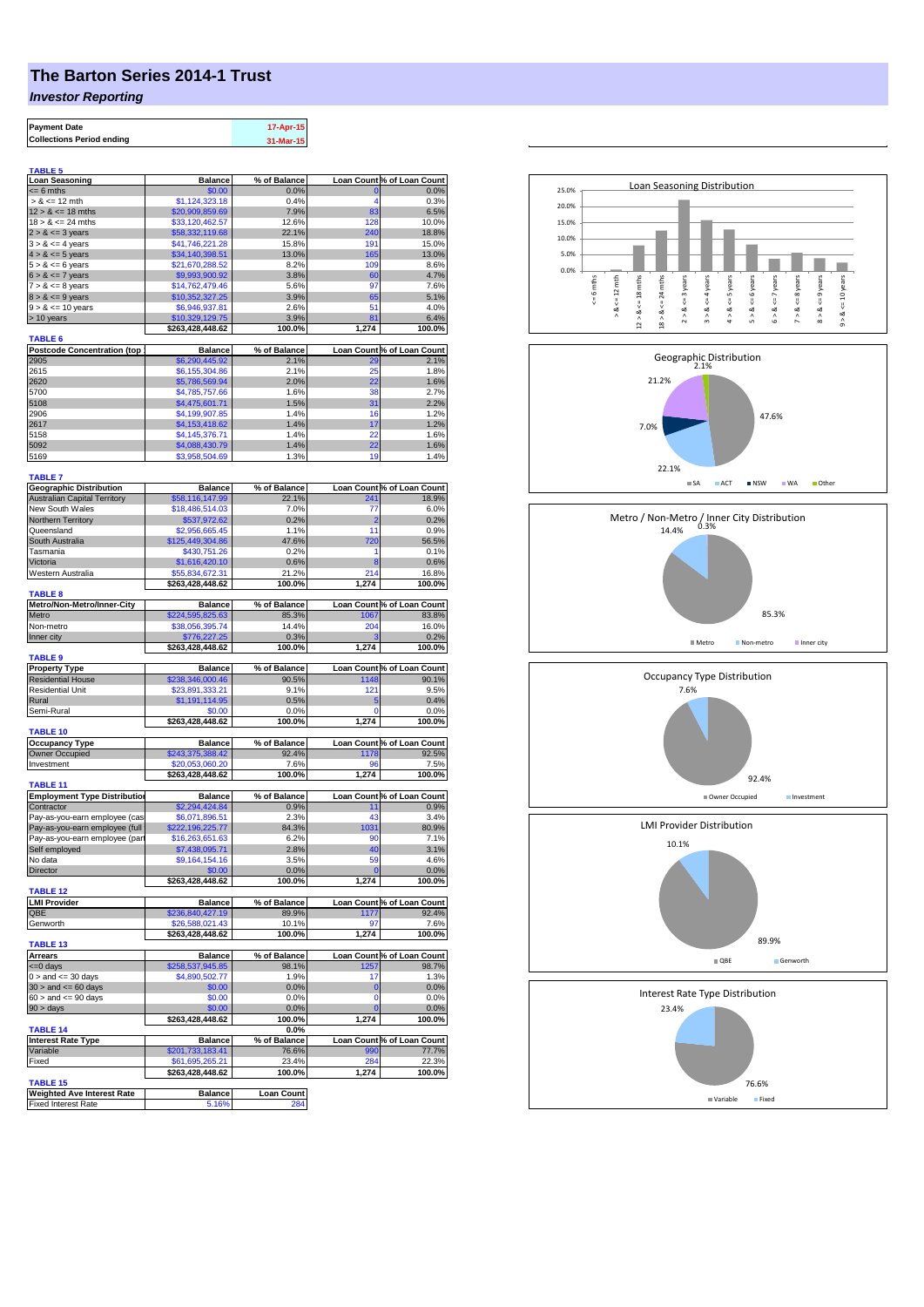# The Barton Series 2014-1 Trust

## *Investor Reporting*

| | |
|---|---|
| **Payment Date** | 17-Apr-15 |
| **Collections Period ending** | 31-Mar-15 |

**TABLE 5**

| Loan Seasoning | Balance | % of Balance | Loan Count | % of Loan Count |
|---|---|---|---|---|
| <= 6 mths | $0.00 | 0.0% | 0 | 0.0% |
| > & <= 12 mth | $1,124,323.18 | 0.4% | 4 | 0.3% |
| 12 > & <= 18 mths | $20,909,859.69 | 7.9% | 83 | 6.5% |
| 18 > & <= 24 mths | $33,120,462.57 | 12.6% | 128 | 10.0% |
| 2 > & <= 3 years | $58,332,119.68 | 22.1% | 240 | 18.8% |
| 3 > & <= 4 years | $41,746,221.28 | 15.8% | 191 | 15.0% |
| 4 > & <= 5 years | $34,140,398.51 | 13.0% | 165 | 13.0% |
| 5 > & <= 6 years | $21,670,288.52 | 8.2% | 109 | 8.6% |
| 6 > & <= 7 years | $9,993,900.92 | 3.8% | 60 | 4.7% |
| 7 > & <= 8 years | $14,762,479.46 | 5.6% | 97 | 7.6% |
| 8 > & <= 9 years | $10,352,327.25 | 3.9% | 65 | 5.1% |
| 9 > & <= 10 years | $6,946,937.81 | 2.6% | 51 | 4.0% |
| > 10 years | $10,329,129.75 | 3.9% | 81 | 6.4% |
| | $263,428,448.62 | 100.0% | 1,274 | 100.0% |

**TABLE 6**

| Postcode Concentration (top | Balance | % of Balance | Loan Count | % of Loan Count |
|---|---|---|---|---|
| 2905 | $6,290,445.92 | 2.1% | 29 | 2.1% |
| 2615 | $6,155,304.86 | 2.1% | 25 | 1.8% |
| 2620 | $5,786,569.94 | 2.0% | 22 | 1.6% |
| 5700 | $4,785,757.66 | 1.6% | 38 | 2.7% |
| 5108 | $4,475,601.71 | 1.5% | 31 | 2.2% |
| 2906 | $4,199,907.85 | 1.4% | 16 | 1.2% |
| 2617 | $4,153,418.62 | 1.4% | 17 | 1.2% |
| 5158 | $4,145,376.71 | 1.4% | 22 | 1.6% |
| 5092 | $4,088,430.79 | 1.4% | 22 | 1.6% |
| 5169 | $3,958,504.69 | 1.3% | 19 | 1.4% |

**TABLE 7**

| Geographic Distribution | Balance | % of Balance | Loan Count | % of Loan Count |
|---|---|---|---|---|
| Australian Capital Territory | $58,116,147.99 | 22.1% | 241 | 18.9% |
| New South Wales | $18,486,514.03 | 7.0% | 77 | 6.0% |
| Northern Territory | $537,972.62 | 0.2% | 2 | 0.2% |
| Queensland | $2,956,665.45 | 1.1% | 11 | 0.9% |
| South Australia | $125,449,304.86 | 47.6% | 720 | 56.5% |
| Tasmania | $430,751.26 | 0.2% | 1 | 0.1% |
| Victoria | $1,616,420.10 | 0.6% | 8 | 0.6% |
| Western Australia | $55,834,672.31 | 21.2% | 214 | 16.8% |
| | $263,428,448.62 | 100.0% | 1,274 | 100.0% |

**TABLE 8**

| Metro/Non-Metro/Inner-City | Balance | % of Balance | Loan Count | % of Loan Count |
|---|---|---|---|---|
| Metro | $224,595,825.63 | 85.3% | 1067 | 83.8% |
| Non-metro | $38,056,395.74 | 14.4% | 204 | 16.0% |
| Inner city | $776,227.25 | 0.3% | 3 | 0.2% |
| | $263,428,448.62 | 100.0% | 1,274 | 100.0% |

**TABLE 9**

| Property Type | Balance | % of Balance | Loan Count | % of Loan Count |
|---|---|---|---|---|
| Residential House | $238,346,000.46 | 90.5% | 1148 | 90.1% |
| Residential Unit | $23,891,333.21 | 9.1% | 121 | 9.5% |
| Rural | $1,191,114.95 | 0.5% | 5 | 0.4% |
| Semi-Rural | $0.00 | 0.0% | 0 | 0.0% |
| | $263,428,448.62 | 100.0% | 1,274 | 100.0% |

**TABLE 10**

| Occupancy Type | Balance | % of Balance | Loan Count | % of Loan Count |
|---|---|---|---|---|
| Owner Occupied | $243,375,388.42 | 92.4% | 1178 | 92.5% |
| Investment | $20,053,060.20 | 7.6% | 96 | 7.5% |
| | $263,428,448.62 | 100.0% | 1,274 | 100.0% |

**TABLE 11**

| Employment Type Distributio | Balance | % of Balance | Loan Count | % of Loan Count |
|---|---|---|---|---|
| Contractor | $2,294,424.84 | 0.9% | 11 | 0.9% |
| Pay-as-you-earn employee (cas | $6,071,896.51 | 2.3% | 43 | 3.4% |
| Pay-as-you-earn employee (full | $222,196,225.77 | 84.3% | 1031 | 80.9% |
| Pay-as-you-earn employee (part | $16,263,651.63 | 6.2% | 90 | 7.1% |
| Self employed | $7,438,095.71 | 2.8% | 40 | 3.1% |
| No data | $9,164,154.16 | 3.5% | 59 | 4.6% |
| Director | $0.00 | 0.0% | 0 | 0.0% |
| | $263,428,448.62 | 100.0% | 1,274 | 100.0% |

**TABLE 12**

| LMI Provider | Balance | % of Balance | Loan Count | % of Loan Count |
|---|---|---|---|---|
| QBE | $236,840,427.19 | 89.9% | 1177 | 92.4% |
| Genworth | $26,588,021.43 | 10.1% | 97 | 7.6% |
| | $263,428,448.62 | 100.0% | 1,274 | 100.0% |

**TABLE 13**

| Arrears | Balance | % of Balance | Loan Count | % of Loan Count |
|---|---|---|---|---|
| <=0 days | $258,537,945.85 | 98.1% | 1257 | 98.7% |
| 0 > and <= 30 days | $4,890,502.77 | 1.9% | 17 | 1.3% |
| 30 > and <= 60 days | $0.00 | 0.0% | 0 | 0.0% |
| 60 > and <= 90 days | $0.00 | 0.0% | 0 | 0.0% |
| 90 > days | $0.00 | 0.0% | 0 | 0.0% |
| | $263,428,448.62 | 100.0% | 1,274 | 100.0% |
| | | 0.0% | | |

**TABLE 14**

| Interest Rate Type | Balance | % of Balance | Loan Count | % of Loan Count |
|---|---|---|---|---|
| Variable | $201,733,183.41 | 76.6% | 990 | 77.7% |
| Fixed | $61,695,265.21 | 23.4% | 284 | 22.3% |
| | $263,428,448.62 | 100.0% | 1,274 | 100.0% |

**TABLE 15**

| Weighted Ave Interest Rate | Balance | Loan Count |
|---|---|---|
| Fixed Interest Rate | 5.16% | 284 |

Loan Seasoning Distribution
25.0%
20.0%
15.0%
10.0%
5.0%
0.0%
<= 6 mths
> & <= 12 mth
12 > & <= 18 mths
18 > & <= 24 mths
2 > & <= 3 years
3 > & <= 4 years
4 > & <= 5 years
5 > & <= 6 years
6 > & <= 7 years
7 > & <= 8 years
8 > & <= 9 years
9 > & <= 10 years

Geographic Distribution
2.1%
21.2%
7.0%
47.6%
22.1%
SA ACT NSW WA Other

Metro / Non-Metro / Inner City Distribution
14.4%
0.3%
85.3%
Metro Non-metro Inner city

Occupancy Type Distribution
7.6%
92.4%
Owner Occupied Investment

LMI Provider Distribution
10.1%
89.9%
QBE Genworth

Interest Rate Type Distribution
23.4%
76.6%
Variable Fixed